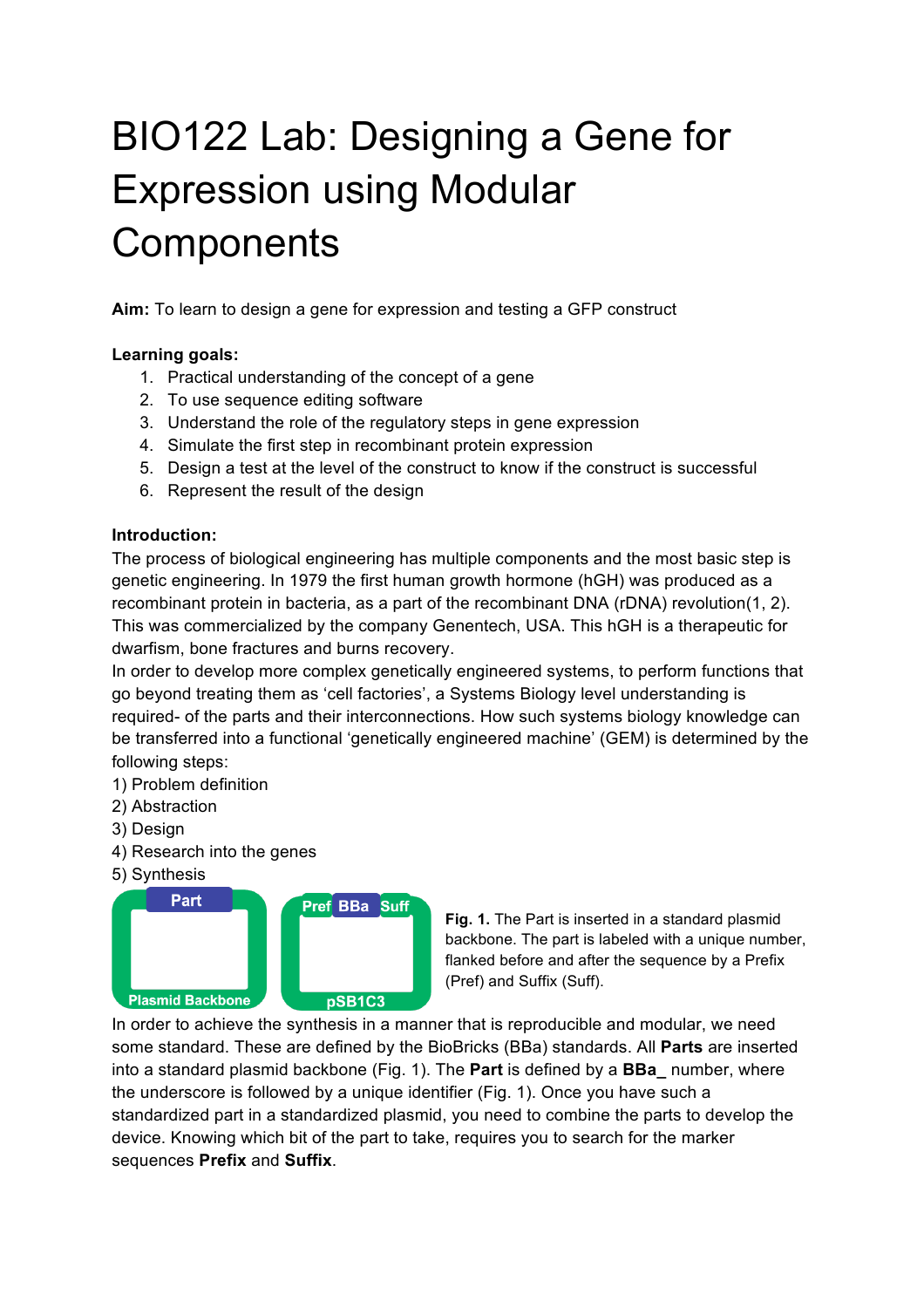# BIO122 Lab: Designing a Gene for Expression using Modular Components

**Aim:** To learn to design a gene for expression and testing a GFP construct

**Learning goals:**

1. Practical understanding of the concept of a gene
2. To use sequence editing software
3. Understand the role of the regulatory steps in gene expression
4. Simulate the first step in recombinant protein expression
5. Design a test at the level of the construct to know if the construct is successful
6. Represent the result of the design

**Introduction:**

The process of biological engineering has multiple components and the most basic step is genetic engineering. In 1979 the first human growth hormone (hGH) was produced as a recombinant protein in bacteria, as a part of the recombinant DNA (rDNA) revolution(1, 2). This was commercialized by the company Genentech, USA. This hGH is a therapeutic for dwarfism, bone fractures and burns recovery.

In order to develop more complex genetically engineered systems, to perform functions that go beyond treating them as 'cell factories', a Systems Biology level understanding is required- of the parts and their interconnections. How such systems biology knowledge can be transferred into a functional 'genetically engineered machine' (GEM) is determined by the following steps:

1) Problem definition
2) Abstraction
3) Design
4) Research into the genes
5) Synthesis

Part | Plasmid Backbone | Pref BBa Suff | pSB1C3

**Fig. 1.** The Part is inserted in a standard plasmid backbone. The part is labeled with a unique number, flanked before and after the sequence by a Prefix (Pref) and Suffix (Suff).

In order to achieve the synthesis in a manner that is reproducible and modular, we need some standard. These are defined by the BioBricks (BBa) standards. All **Parts** are inserted into a standard plasmid backbone (Fig. 1). The **Part** is defined by a **BBa_** number, where the underscore is followed by a unique identifier (Fig. 1). Once you have such a standardized part in a standardized plasmid, you need to combine the parts to develop the device. Knowing which bit of the part to take, requires you to search for the marker sequences **Prefix** and **Suffix**.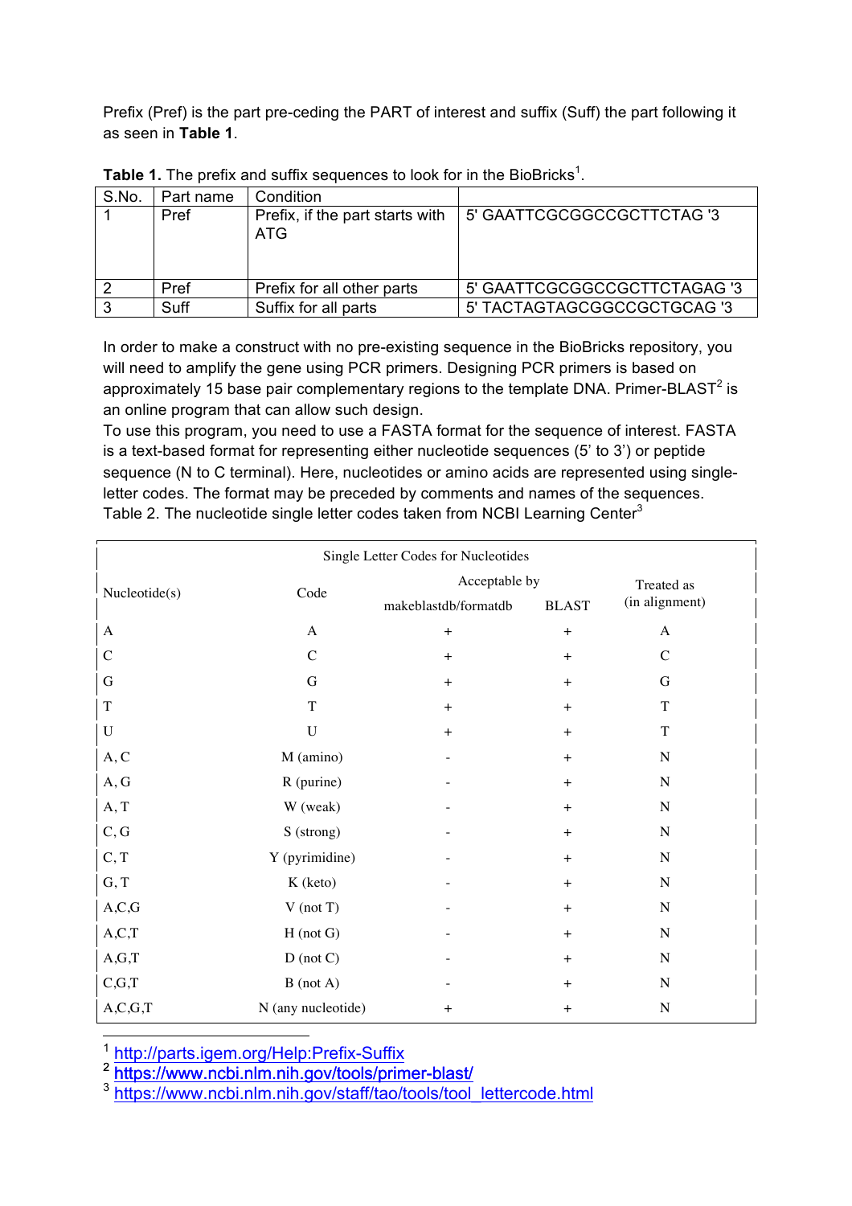Prefix (Pref) is the part pre-ceding the PART of interest and suffix (Suff) the part following it as seen in **Table 1**.

**Table 1.** The prefix and suffix sequences to look for in the BioBricks[1].

| S.No. | Part name | Condition | |
|---|---|---|---|
| 1 | Pref | Prefix, if the part starts with ATG | 5' GAATTCGCGGCCGCTTCTAG '3 |
| 2 | Pref | Prefix for all other parts | 5' GAATTCGCGGCCGCTTCTAGAG '3 |
| 3 | Suff | Suffix for all parts | 5' TACTAGTAGCGGCCGCTGCAG '3 |

In order to make a construct with no pre-existing sequence in the BioBricks repository, you will need to amplify the gene using PCR primers. Designing PCR primers is based on approximately 15 base pair complementary regions to the template DNA. Primer-BLAST[2] is an online program that can allow such design.

To use this program, you need to use a FASTA format for the sequence of interest. FASTA is a text-based format for representing either nucleotide sequences (5' to 3') or peptide sequence (N to C terminal). Here, nucleotides or amino acids are represented using single-letter codes. The format may be preceded by comments and names of the sequences.

Table 2. The nucleotide single letter codes taken from NCBI Learning Center[3]

| Single Letter Codes for Nucleotides | | | | |
|---|---|---|---|---|
| Nucleotide(s) | Code | Acceptable by | | Treated as (in alignment) |
| | | makeblastdb/formatdb | BLAST | |
| A | A | + | + | A |
| C | C | + | + | C |
| G | G | + | + | G |
| T | T | + | + | T |
| U | U | + | + | T |
| A, C | M (amino) | - | + | N |
| A, G | R (purine) | - | + | N |
| A, T | W (weak) | - | + | N |
| C, G | S (strong) | - | + | N |
| C, T | Y (pyrimidine) | - | + | N |
| G, T | K (keto) | - | + | N |
| A,C,G | V (not T) | - | + | N |
| A,C,T | H (not G) | - | + | N |
| A,G,T | D (not C) | - | + | N |
| C,G,T | B (not A) | - | + | N |
| A,C,G,T | N (any nucleotide) | + | + | N |

[1] http://parts.igem.org/Help:Prefix-Suffix

[2] https://www.ncbi.nlm.nih.gov/tools/primer-blast/

[3] https://www.ncbi.nlm.nih.gov/staff/tao/tools/tool_lettercode.html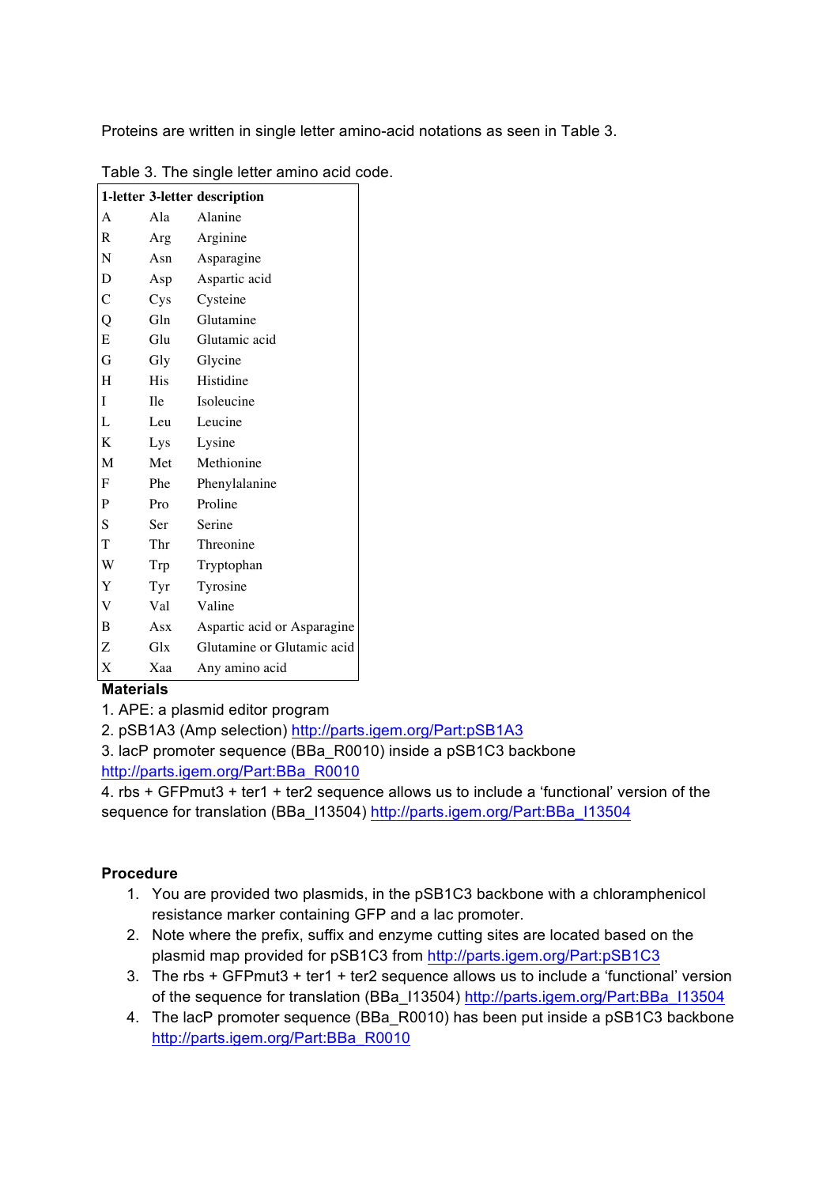Proteins are written in single letter amino-acid notations as seen in Table 3.

Table 3. The single letter amino acid code.

| 1-letter | 3-letter | description |
|---|---|---|
| A | Ala | Alanine |
| R | Arg | Arginine |
| N | Asn | Asparagine |
| D | Asp | Aspartic acid |
| C | Cys | Cysteine |
| Q | Gln | Glutamine |
| E | Glu | Glutamic acid |
| G | Gly | Glycine |
| H | His | Histidine |
| I | Ile | Isoleucine |
| L | Leu | Leucine |
| K | Lys | Lysine |
| M | Met | Methionine |
| F | Phe | Phenylalanine |
| P | Pro | Proline |
| S | Ser | Serine |
| T | Thr | Threonine |
| W | Trp | Tryptophan |
| Y | Tyr | Tyrosine |
| V | Val | Valine |
| B | Asx | Aspartic acid or Asparagine |
| Z | Glx | Glutamine or Glutamic acid |
| X | Xaa | Any amino acid |

**Materials**

1. APE: a plasmid editor program
2. pSB1A3 (Amp selection) http://parts.igem.org/Part:pSB1A3
3. lacP promoter sequence (BBa_R0010) inside a pSB1C3 backbone http://parts.igem.org/Part:BBa_R0010
4. rbs + GFPmut3 + ter1 + ter2 sequence allows us to include a 'functional' version of the sequence for translation (BBa_I13504) http://parts.igem.org/Part:BBa_I13504

**Procedure**

1. You are provided two plasmids, in the pSB1C3 backbone with a chloramphenicol resistance marker containing GFP and a lac promoter.
2. Note where the prefix, suffix and enzyme cutting sites are located based on the plasmid map provided for pSB1C3 from http://parts.igem.org/Part:pSB1C3
3. The rbs + GFPmut3 + ter1 + ter2 sequence allows us to include a 'functional' version of the sequence for translation (BBa_I13504) http://parts.igem.org/Part:BBa_I13504
4. The lacP promoter sequence (BBa_R0010) has been put inside a pSB1C3 backbone http://parts.igem.org/Part:BBa_R0010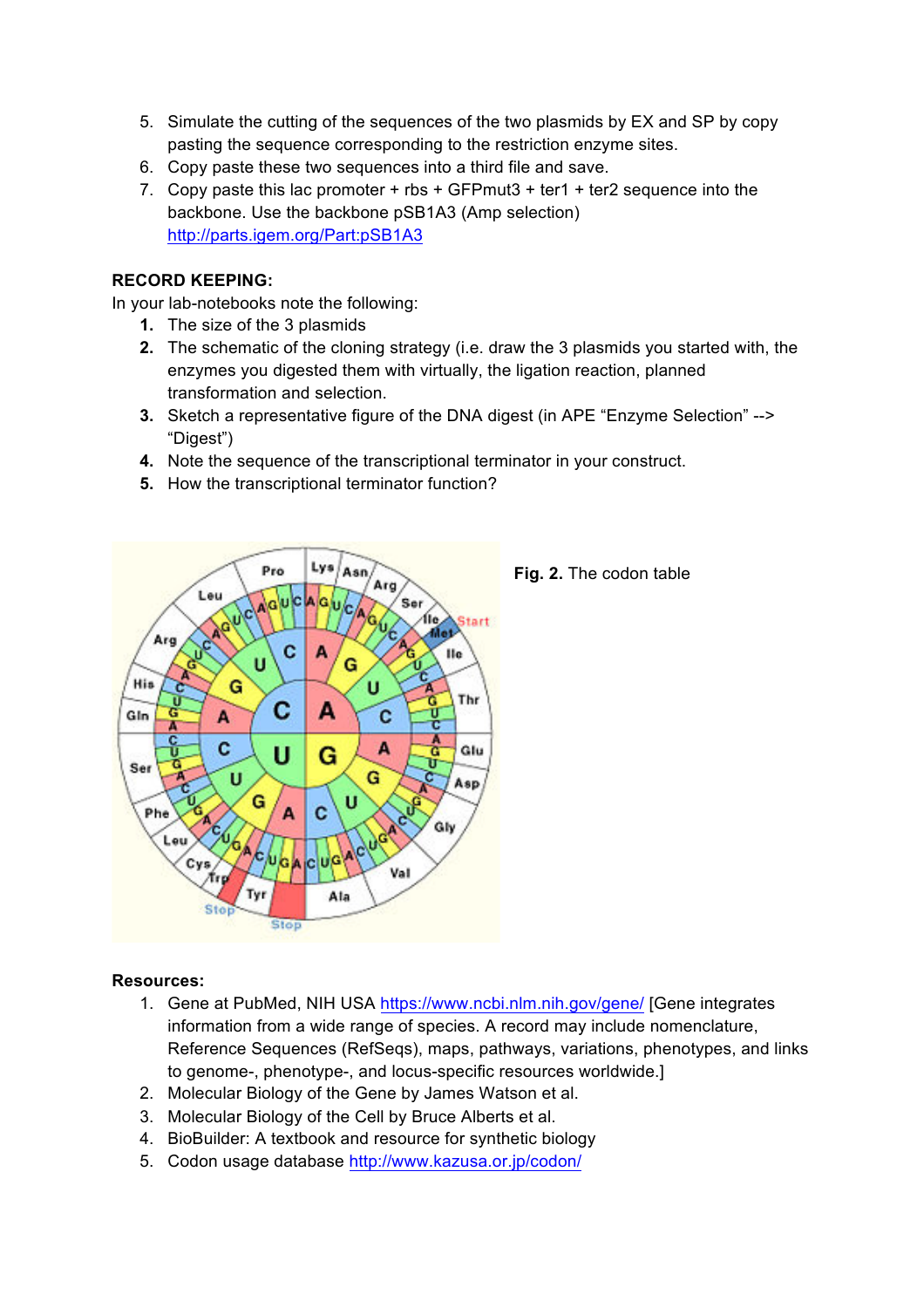5. Simulate the cutting of the sequences of the two plasmids by EX and SP by copy pasting the sequence corresponding to the restriction enzyme sites.
6. Copy paste these two sequences into a third file and save.
7. Copy paste this lac promoter + rbs + GFPmut3 + ter1 + ter2 sequence into the backbone. Use the backbone pSB1A3 (Amp selection) http://parts.igem.org/Part:pSB1A3

**RECORD KEEPING:**

In your lab-notebooks note the following:

1. The size of the 3 plasmids
2. The schematic of the cloning strategy (i.e. draw the 3 plasmids you started with, the enzymes you digested them with virtually, the ligation reaction, planned transformation and selection.
3. Sketch a representative figure of the DNA digest (in APE "Enzyme Selection" --> "Digest")
4. Note the sequence of the transcriptional terminator in your construct.
5. How the transcriptional terminator function?

**Fig. 2.** The codon table

**Resources:**

1. Gene at PubMed, NIH USA https://www.ncbi.nlm.nih.gov/gene/ [Gene integrates information from a wide range of species. A record may include nomenclature, Reference Sequences (RefSeqs), maps, pathways, variations, phenotypes, and links to genome-, phenotype-, and locus-specific resources worldwide.]
2. Molecular Biology of the Gene by James Watson et al.
3. Molecular Biology of the Cell by Bruce Alberts et al.
4. BioBuilder: A textbook and resource for synthetic biology
5. Codon usage database http://www.kazusa.or.jp/codon/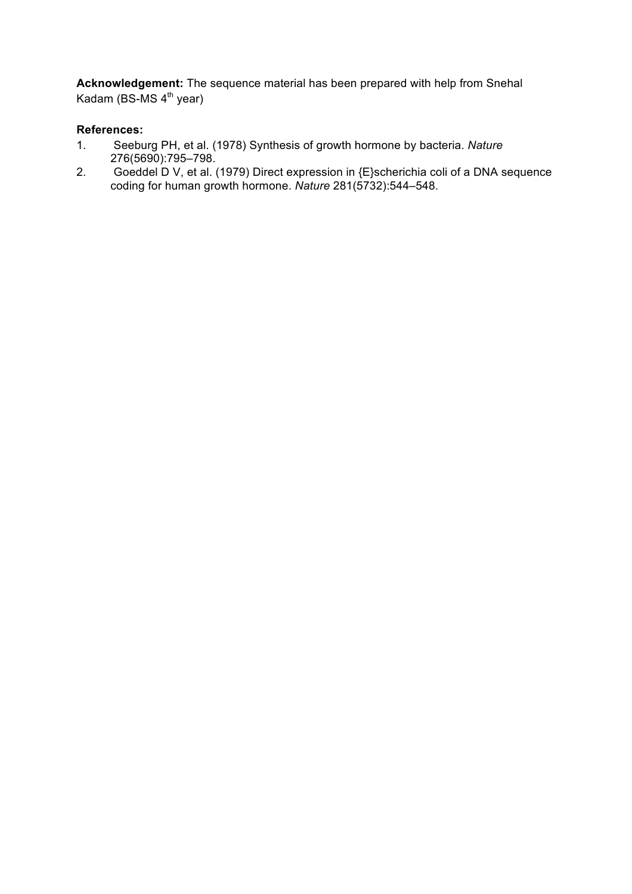**Acknowledgement:** The sequence material has been prepared with help from Snehal Kadam (BS-MS 4th year)

**References:**

1. Seeburg PH, et al. (1978) Synthesis of growth hormone by bacteria. *Nature* 276(5690):795–798.
2. Goeddel D V, et al. (1979) Direct expression in {E}scherichia coli of a DNA sequence coding for human growth hormone. *Nature* 281(5732):544–548.